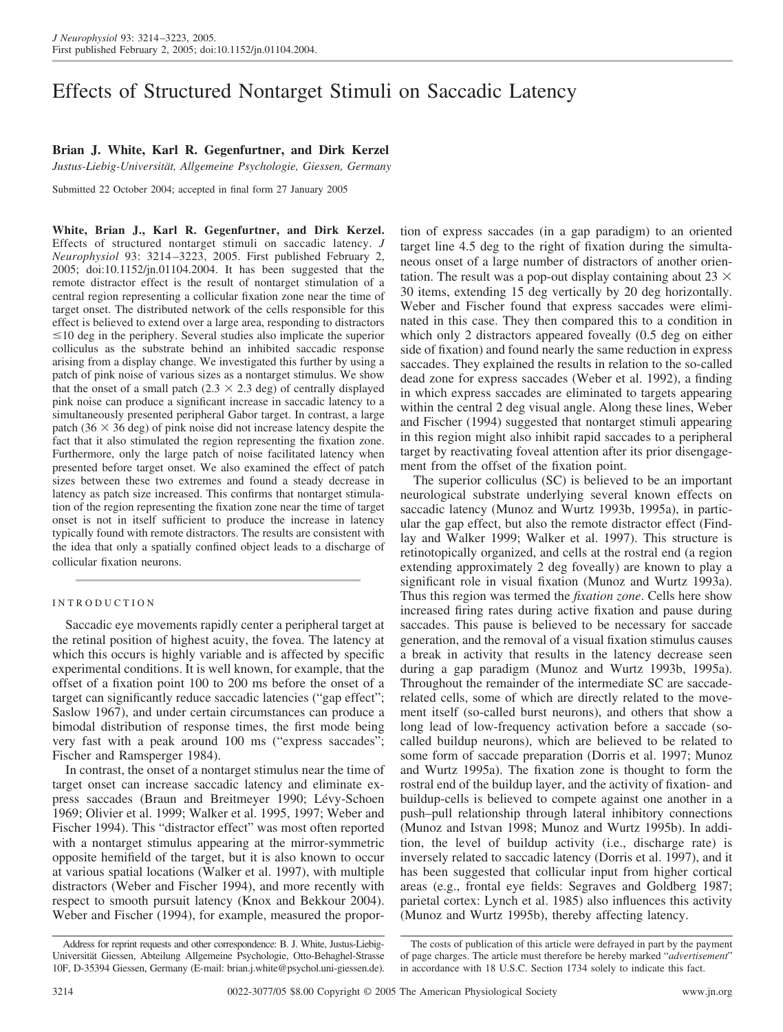# Effects of Structured Nontarget Stimuli on Saccadic Latency

**Brian J. White, Karl R. Gegenfurtner, and Dirk Kerzel**

*Justus-Liebig-Universität, Allgemeine Psychologie, Giessen, Germany*

Submitted 22 October 2004; accepted in final form 27 January 2005

**White, Brian J., Karl R. Gegenfurtner, and Dirk Kerzel.** Effects of structured nontarget stimuli on saccadic latency. *J Neurophysiol* 93: 3214–3223, 2005. First published February 2, 2005; doi:10.1152/jn.01104.2004. It has been suggested that the remote distractor effect is the result of nontarget stimulation of a central region representing a collicular fixation zone near the time of target onset. The distributed network of the cells responsible for this effect is believed to extend over a large area, responding to distractors ≤10 deg in the periphery. Several studies also implicate the superior colliculus as the substrate behind an inhibited saccadic response arising from a display change. We investigated this further by using a patch of pink noise of various sizes as a nontarget stimulus. We show that the onset of a small patch (2.3 × 2.3 deg) of centrally displayed pink noise can produce a significant increase in saccadic latency to a simultaneously presented peripheral Gabor target. In contrast, a large patch (36 × 36 deg) of pink noise did not increase latency despite the fact that it also stimulated the region representing the fixation zone. Furthermore, only the large patch of noise facilitated latency when presented before target onset. We also examined the effect of patch sizes between these two extremes and found a steady decrease in latency as patch size increased. This confirms that nontarget stimulation of the region representing the fixation zone near the time of target onset is not in itself sufficient to produce the increase in latency typically found with remote distractors. The results are consistent with the idea that only a spatially confined object leads to a discharge of collicular fixation neurons.

## INTRODUCTION

Saccadic eye movements rapidly center a peripheral target at the retinal position of highest acuity, the fovea. The latency at which this occurs is highly variable and is affected by specific experimental conditions. It is well known, for example, that the offset of a fixation point 100 to 200 ms before the onset of a target can significantly reduce saccadic latencies ("gap effect"; Saslow 1967), and under certain circumstances can produce a bimodal distribution of response times, the first mode being very fast with a peak around 100 ms ("express saccades"; Fischer and Ramsperger 1984).

In contrast, the onset of a nontarget stimulus near the time of target onset can increase saccadic latency and eliminate express saccades (Braun and Breitmeyer 1990; Lévy-Schoen 1969; Olivier et al. 1999; Walker et al. 1995, 1997; Weber and Fischer 1994). This "distractor effect" was most often reported with a nontarget stimulus appearing at the mirror-symmetric opposite hemifield of the target, but it is also known to occur at various spatial locations (Walker et al. 1997), with multiple distractors (Weber and Fischer 1994), and more recently with respect to smooth pursuit latency (Knox and Bekkour 2004). Weber and Fischer (1994), for example, measured the proportion of express saccades (in a gap paradigm) to an oriented target line 4.5 deg to the right of fixation during the simultaneous onset of a large number of distractors of another orientation. The result was a pop-out display containing about 23 × 30 items, extending 15 deg vertically by 20 deg horizontally. Weber and Fischer found that express saccades were eliminated in this case. They then compared this to a condition in which only 2 distractors appeared foveally (0.5 deg on either side of fixation) and found nearly the same reduction in express saccades. They explained the results in relation to the so-called dead zone for express saccades (Weber et al. 1992), a finding in which express saccades are eliminated to targets appearing within the central 2 deg visual angle. Along these lines, Weber and Fischer (1994) suggested that nontarget stimuli appearing in this region might also inhibit rapid saccades to a peripheral target by reactivating foveal attention after its prior disengagement from the offset of the fixation point.

The superior colliculus (SC) is believed to be an important neurological substrate underlying several known effects on saccadic latency (Munoz and Wurtz 1993b, 1995a), in particular the gap effect, but also the remote distractor effect (Findlay and Walker 1999; Walker et al. 1997). This structure is retinotopically organized, and cells at the rostral end (a region extending approximately 2 deg foveally) are known to play a significant role in visual fixation (Munoz and Wurtz 1993a). Thus this region was termed the *fixation zone*. Cells here show increased firing rates during active fixation and pause during saccades. This pause is believed to be necessary for saccade generation, and the removal of a visual fixation stimulus causes a break in activity that results in the latency decrease seen during a gap paradigm (Munoz and Wurtz 1993b, 1995a). Throughout the remainder of the intermediate SC are saccade-related cells, some of which are directly related to the movement itself (so-called burst neurons), and others that show a long lead of low-frequency activation before a saccade (so-called buildup neurons), which are believed to be related to some form of saccade preparation (Dorris et al. 1997; Munoz and Wurtz 1995a). The fixation zone is thought to form the rostral end of the buildup layer, and the activity of fixation- and buildup-cells is believed to compete against one another in a push–pull relationship through lateral inhibitory connections (Munoz and Istvan 1998; Munoz and Wurtz 1995b). In addition, the level of buildup activity (i.e., discharge rate) is inversely related to saccadic latency (Dorris et al. 1997), and it has been suggested that collicular input from higher cortical areas (e.g., frontal eye fields: Segraves and Goldberg 1987; parietal cortex: Lynch et al. 1985) also influences this activity (Munoz and Wurtz 1995b), thereby affecting latency.

Address for reprint requests and other correspondence: B. J. White, Justus-Liebig-Universität Giessen, Abteilung Allgemeine Psychologie, Otto-Behaghel-Strasse 10F, D-35394 Giessen, Germany (E-mail: brian.j.white@psychol.uni-giessen.de).

The costs of publication of this article were defrayed in part by the payment of page charges. The article must therefore be hereby marked "*advertisement*" in accordance with 18 U.S.C. Section 1734 solely to indicate this fact.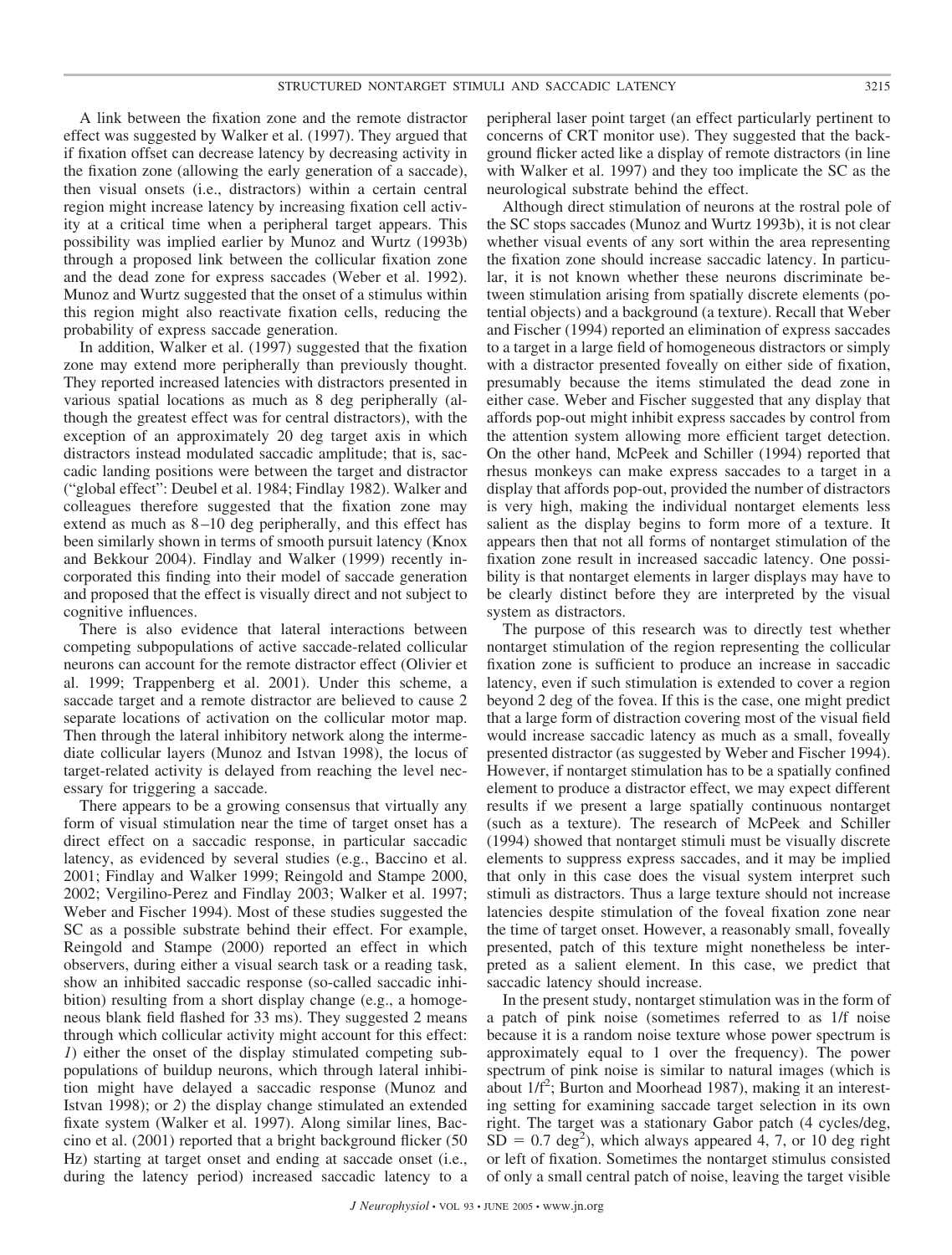A link between the fixation zone and the remote distractor effect was suggested by Walker et al. (1997). They argued that if fixation offset can decrease latency by decreasing activity in the fixation zone (allowing the early generation of a saccade), then visual onsets (i.e., distractors) within a certain central region might increase latency by increasing fixation cell activity at a critical time when a peripheral target appears. This possibility was implied earlier by Munoz and Wurtz (1993b) through a proposed link between the collicular fixation zone and the dead zone for express saccades (Weber et al. 1992). Munoz and Wurtz suggested that the onset of a stimulus within this region might also reactivate fixation cells, reducing the probability of express saccade generation.

In addition, Walker et al. (1997) suggested that the fixation zone may extend more peripherally than previously thought. They reported increased latencies with distractors presented in various spatial locations as much as 8 deg peripherally (although the greatest effect was for central distractors), with the exception of an approximately 20 deg target axis in which distractors instead modulated saccadic amplitude; that is, saccadic landing positions were between the target and distractor ("global effect": Deubel et al. 1984; Findlay 1982). Walker and colleagues therefore suggested that the fixation zone may extend as much as 8–10 deg peripherally, and this effect has been similarly shown in terms of smooth pursuit latency (Knox and Bekkour 2004). Findlay and Walker (1999) recently incorporated this finding into their model of saccade generation and proposed that the effect is visually direct and not subject to cognitive influences.

There is also evidence that lateral interactions between competing subpopulations of active saccade-related collicular neurons can account for the remote distractor effect (Olivier et al. 1999; Trappenberg et al. 2001). Under this scheme, a saccade target and a remote distractor are believed to cause 2 separate locations of activation on the collicular motor map. Then through the lateral inhibitory network along the intermediate collicular layers (Munoz and Istvan 1998), the locus of target-related activity is delayed from reaching the level necessary for triggering a saccade.

There appears to be a growing consensus that virtually any form of visual stimulation near the time of target onset has a direct effect on a saccadic response, in particular saccadic latency, as evidenced by several studies (e.g., Baccino et al. 2001; Findlay and Walker 1999; Reingold and Stampe 2000, 2002; Vergilino-Perez and Findlay 2003; Walker et al. 1997; Weber and Fischer 1994). Most of these studies suggested the SC as a possible substrate behind their effect. For example, Reingold and Stampe (2000) reported an effect in which observers, during either a visual search task or a reading task, show an inhibited saccadic response (so-called saccadic inhibition) resulting from a short display change (e.g., a homogeneous blank field flashed for 33 ms). They suggested 2 means through which collicular activity might account for this effect: *1*) either the onset of the display stimulated competing subpopulations of buildup neurons, which through lateral inhibition might have delayed a saccadic response (Munoz and Istvan 1998); or *2*) the display change stimulated an extended fixate system (Walker et al. 1997). Along similar lines, Baccino et al. (2001) reported that a bright background flicker (50 Hz) starting at target onset and ending at saccade onset (i.e., during the latency period) increased saccadic latency to a peripheral laser point target (an effect particularly pertinent to concerns of CRT monitor use). They suggested that the background flicker acted like a display of remote distractors (in line with Walker et al. 1997) and they too implicate the SC as the neurological substrate behind the effect.

Although direct stimulation of neurons at the rostral pole of the SC stops saccades (Munoz and Wurtz 1993b), it is not clear whether visual events of any sort within the area representing the fixation zone should increase saccadic latency. In particular, it is not known whether these neurons discriminate between stimulation arising from spatially discrete elements (potential objects) and a background (a texture). Recall that Weber and Fischer (1994) reported an elimination of express saccades to a target in a large field of homogeneous distractors or simply with a distractor presented foveally on either side of fixation, presumably because the items stimulated the dead zone in either case. Weber and Fischer suggested that any display that affords pop-out might inhibit express saccades by control from the attention system allowing more efficient target detection. On the other hand, McPeek and Schiller (1994) reported that rhesus monkeys can make express saccades to a target in a display that affords pop-out, provided the number of distractors is very high, making the individual nontarget elements less salient as the display begins to form more of a texture. It appears then that not all forms of nontarget stimulation of the fixation zone result in increased saccadic latency. One possibility is that nontarget elements in larger displays may have to be clearly distinct before they are interpreted by the visual system as distractors.

The purpose of this research was to directly test whether nontarget stimulation of the region representing the collicular fixation zone is sufficient to produce an increase in saccadic latency, even if such stimulation is extended to cover a region beyond 2 deg of the fovea. If this is the case, one might predict that a large form of distraction covering most of the visual field would increase saccadic latency as much as a small, foveally presented distractor (as suggested by Weber and Fischer 1994). However, if nontarget stimulation has to be a spatially confined element to produce a distractor effect, we may expect different results if we present a large spatially continuous nontarget (such as a texture). The research of McPeek and Schiller (1994) showed that nontarget stimuli must be visually discrete elements to suppress express saccades, and it may be implied that only in this case does the visual system interpret such stimuli as distractors. Thus a large texture should not increase latencies despite stimulation of the foveal fixation zone near the time of target onset. However, a reasonably small, foveally presented, patch of this texture might nonetheless be interpreted as a salient element. In this case, we predict that saccadic latency should increase.

In the present study, nontarget stimulation was in the form of a patch of pink noise (sometimes referred to as 1/f noise because it is a random noise texture whose power spectrum is approximately equal to 1 over the frequency). The power spectrum of pink noise is similar to natural images (which is about $1/f^2$; Burton and Moorhead 1987), making it an interesting setting for examining saccade target selection in its own right. The target was a stationary Gabor patch (4 cycles/deg, $SD = 0.7\ deg^2$), which always appeared 4, 7, or 10 deg right or left of fixation. Sometimes the nontarget stimulus consisted of only a small central patch of noise, leaving the target visible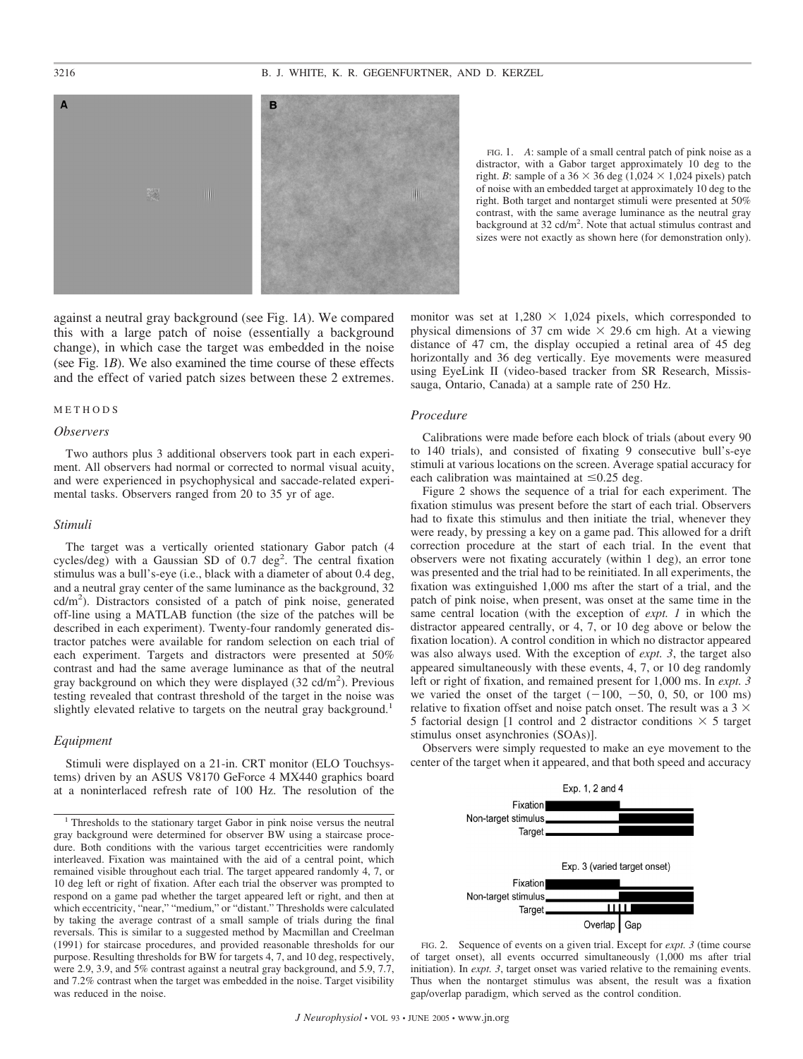FIG. 1. *A*: sample of a small central patch of pink noise as a distractor, with a Gabor target approximately 10 deg to the right. *B*: sample of a 36 × 36 deg (1,024 × 1,024 pixels) patch of noise with an embedded target at approximately 10 deg to the right. Both target and nontarget stimuli were presented at 50% contrast, with the same average luminance as the neutral gray background at 32 cd/m$^2$. Note that actual stimulus contrast and sizes were not exactly as shown here (for demonstration only).

against a neutral gray background (see Fig. 1*A*). We compared this with a large patch of noise (essentially a background change), in which case the target was embedded in the noise (see Fig. 1*B*). We also examined the time course of these effects and the effect of varied patch sizes between these 2 extremes.

## METHODS

### Observers

Two authors plus 3 additional observers took part in each experiment. All observers had normal or corrected to normal visual acuity, and were experienced in psychophysical and saccade-related experimental tasks. Observers ranged from 20 to 35 yr of age.

### Stimuli

The target was a vertically oriented stationary Gabor patch (4 cycles/deg) with a Gaussian SD of 0.7 deg$^2$. The central fixation stimulus was a bull's-eye (i.e., black with a diameter of about 0.4 deg, and a neutral gray center of the same luminance as the background, 32 cd/m$^2$). Distractors consisted of a patch of pink noise, generated off-line using a MATLAB function (the size of the patches will be described in each experiment). Twenty-four randomly generated distractor patches were available for random selection on each trial of each experiment. Targets and distractors were presented at 50% contrast and had the same average luminance as that of the neutral gray background on which they were displayed (32 cd/m$^2$). Previous testing revealed that contrast threshold of the target in the noise was slightly elevated relative to targets on the neutral gray background.[1]

### Equipment

Stimuli were displayed on a 21-in. CRT monitor (ELO Touchsystems) driven by an ASUS V8170 GeForce 4 MX440 graphics board at a noninterlaced refresh rate of 100 Hz. The resolution of the monitor was set at 1,280 × 1,024 pixels, which corresponded to physical dimensions of 37 cm wide × 29.6 cm high. At a viewing distance of 47 cm, the display occupied a retinal area of 45 deg horizontally and 36 deg vertically. Eye movements were measured using EyeLink II (video-based tracker from SR Research, Mississauga, Ontario, Canada) at a sample rate of 250 Hz.

### Procedure

Calibrations were made before each block of trials (about every 90 to 140 trials), and consisted of fixating 9 consecutive bull's-eye stimuli at various locations on the screen. Average spatial accuracy for each calibration was maintained at ≤0.25 deg.

Figure 2 shows the sequence of a trial for each experiment. The fixation stimulus was present before the start of each trial. Observers had to fixate this stimulus and then initiate the trial, whenever they were ready, by pressing a key on a game pad. This allowed for a drift correction procedure at the start of each trial. In the event that observers were not fixating accurately (within 1 deg), an error tone was presented and the trial had to be reinitiated. In all experiments, the fixation was extinguished 1,000 ms after the start of a trial, and the patch of pink noise, when present, was onset at the same time in the same central location (with the exception of *expt. 1* in which the distractor appeared centrally, or 4, 7, or 10 deg above or below the fixation location). A control condition in which no distractor appeared was also always used. With the exception of *expt. 3*, the target also appeared simultaneously with these events, 4, 7, or 10 deg randomly left or right of fixation, and remained present for 1,000 ms. In *expt. 3* we varied the onset of the target (−100, −50, 0, 50, or 100 ms) relative to fixation offset and noise patch onset. The result was a 3 × 5 factorial design [1 control and 2 distractor conditions × 5 target stimulus onset asynchronies (SOAs)].

Observers were simply requested to make an eye movement to the center of the target when it appeared, and that both speed and accuracy

FIG. 2. Sequence of events on a given trial. Except for *expt. 3* (time course of target onset), all events occurred simultaneously (1,000 ms after trial initiation). In *expt. 3*, target onset was varied relative to the remaining events. Thus when the nontarget stimulus was absent, the result was a fixation gap/overlap paradigm, which served as the control condition.

[1] Thresholds to the stationary target Gabor in pink noise versus the neutral gray background were determined for observer BW using a staircase procedure. Both conditions with the various target eccentricities were randomly interleaved. Fixation was maintained with the aid of a central point, which remained visible throughout each trial. The target appeared randomly 4, 7, or 10 deg left or right of fixation. After each trial the observer was prompted to respond on a game pad whether the target appeared left or right, and then at which eccentricity, "near," "medium," or "distant." Thresholds were calculated by taking the average contrast of a small sample of trials during the final reversals. This is similar to a suggested method by Macmillan and Creelman (1991) for staircase procedures, and provided reasonable thresholds for our purpose. Resulting thresholds for BW for targets 4, 7, and 10 deg, respectively, were 2.9, 3.9, and 5% contrast against a neutral gray background, and 5.9, 7.7, and 7.2% contrast when the target was embedded in the noise. Target visibility was reduced in the noise.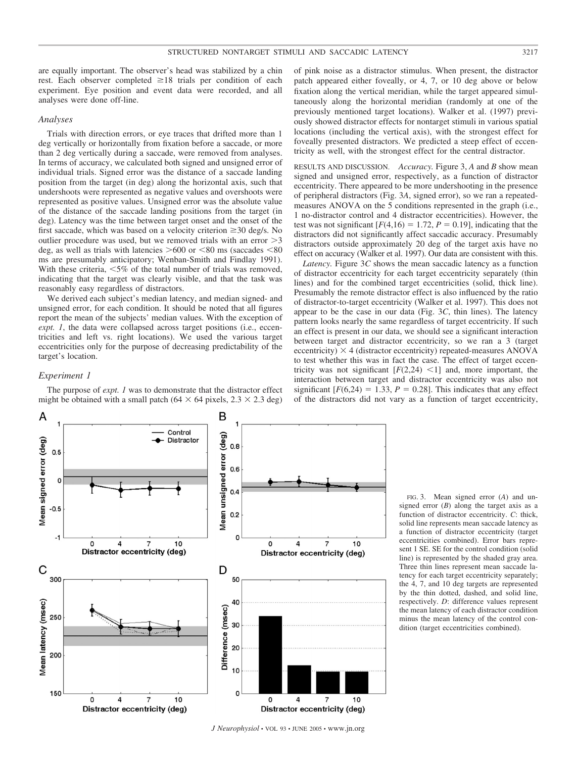are equally important. The observer's head was stabilized by a chin rest. Each observer completed ≥18 trials per condition of each experiment. Eye position and event data were recorded, and all analyses were done off-line.

### *Analyses*

Trials with direction errors, or eye traces that drifted more than 1 deg vertically or horizontally from fixation before a saccade, or more than 2 deg vertically during a saccade, were removed from analyses. In terms of accuracy, we calculated both signed and unsigned error of individual trials. Signed error was the distance of a saccade landing position from the target (in deg) along the horizontal axis, such that undershoots were represented as negative values and overshoots were represented as positive values. Unsigned error was the absolute value of the distance of the saccade landing positions from the target (in deg). Latency was the time between target onset and the onset of the first saccade, which was based on a velocity criterion ≥30 deg/s. No outlier procedure was used, but we removed trials with an error >3 deg, as well as trials with latencies >600 or <80 ms (saccades <80 ms are presumably anticipatory; Wenban-Smith and Findlay 1991). With these criteria, <5% of the total number of trials was removed, indicating that the target was clearly visible, and that the task was reasonably easy regardless of distractors.

We derived each subject's median latency, and median signed- and unsigned error, for each condition. It should be noted that all figures report the mean of the subjects' median values. With the exception of *expt. 1*, the data were collapsed across target positions (i.e., eccentricities and left vs. right locations). We used the various target eccentricities only for the purpose of decreasing predictability of the target's location.

### *Experiment 1*

The purpose of *expt. 1* was to demonstrate that the distractor effect might be obtained with a small patch (64 × 64 pixels, 2.3 × 2.3 deg) of pink noise as a distractor stimulus. When present, the distractor patch appeared either foveally, or 4, 7, or 10 deg above or below fixation along the vertical meridian, while the target appeared simultaneously along the horizontal meridian (randomly at one of the previously mentioned target locations). Walker et al. (1997) previously showed distractor effects for nontarget stimuli in various spatial locations (including the vertical axis), with the strongest effect for foveally presented distractors. We predicted a steep effect of eccentricity as well, with the strongest effect for the central distractor.

RESULTS AND DISCUSSION. *Accuracy*. Figure 3, *A* and *B* show mean signed and unsigned error, respectively, as a function of distractor eccentricity. There appeared to be more undershooting in the presence of peripheral distractors (Fig. 3*A*, signed error), so we ran a repeated-measures ANOVA on the 5 conditions represented in the graph (i.e., 1 no-distractor control and 4 distractor eccentricities). However, the test was not significant [$F(4,16) = 1.72$, $P = 0.19$], indicating that the distractors did not significantly affect saccadic accuracy. Presumably distractors outside approximately 20 deg of the target axis have no effect on accuracy (Walker et al. 1997). Our data are consistent with this.

*Latency*. Figure 3*C* shows the mean saccadic latency as a function of distractor eccentricity for each target eccentricity separately (thin lines) and for the combined target eccentricities (solid, thick line). Presumably the remote distractor effect is also influenced by the ratio of distractor-to-target eccentricity (Walker et al. 1997). This does not appear to be the case in our data (Fig. 3*C*, thin lines). The latency pattern looks nearly the same regardless of target eccentricity. If such an effect is present in our data, we should see a significant interaction between target and distractor eccentricity, so we ran a 3 (target eccentricity) × 4 (distractor eccentricity) repeated-measures ANOVA to test whether this was in fact the case. The effect of target eccentricity was not significant [$F(2,24) < 1$] and, more important, the interaction between target and distractor eccentricity was also not significant [$F(6,24) = 1.33$, $P = 0.28$]. This indicates that any effect of the distractors did not vary as a function of target eccentricity,

FIG. 3. Mean signed error (*A*) and unsigned error (*B*) along the target axis as a function of distractor eccentricity. *C*: thick, solid line represents mean saccade latency as a function of distractor eccentricity (target eccentricities combined). Error bars represent 1 SE. SE for the control condition (solid line) is represented by the shaded gray area. Three thin lines represent mean saccade latency for each target eccentricity separately; the 4, 7, and 10 deg targets are represented by the thin dotted, dashed, and solid line, respectively. *D*: difference values represent the mean latency of each distractor condition minus the mean latency of the control condition (target eccentricities combined).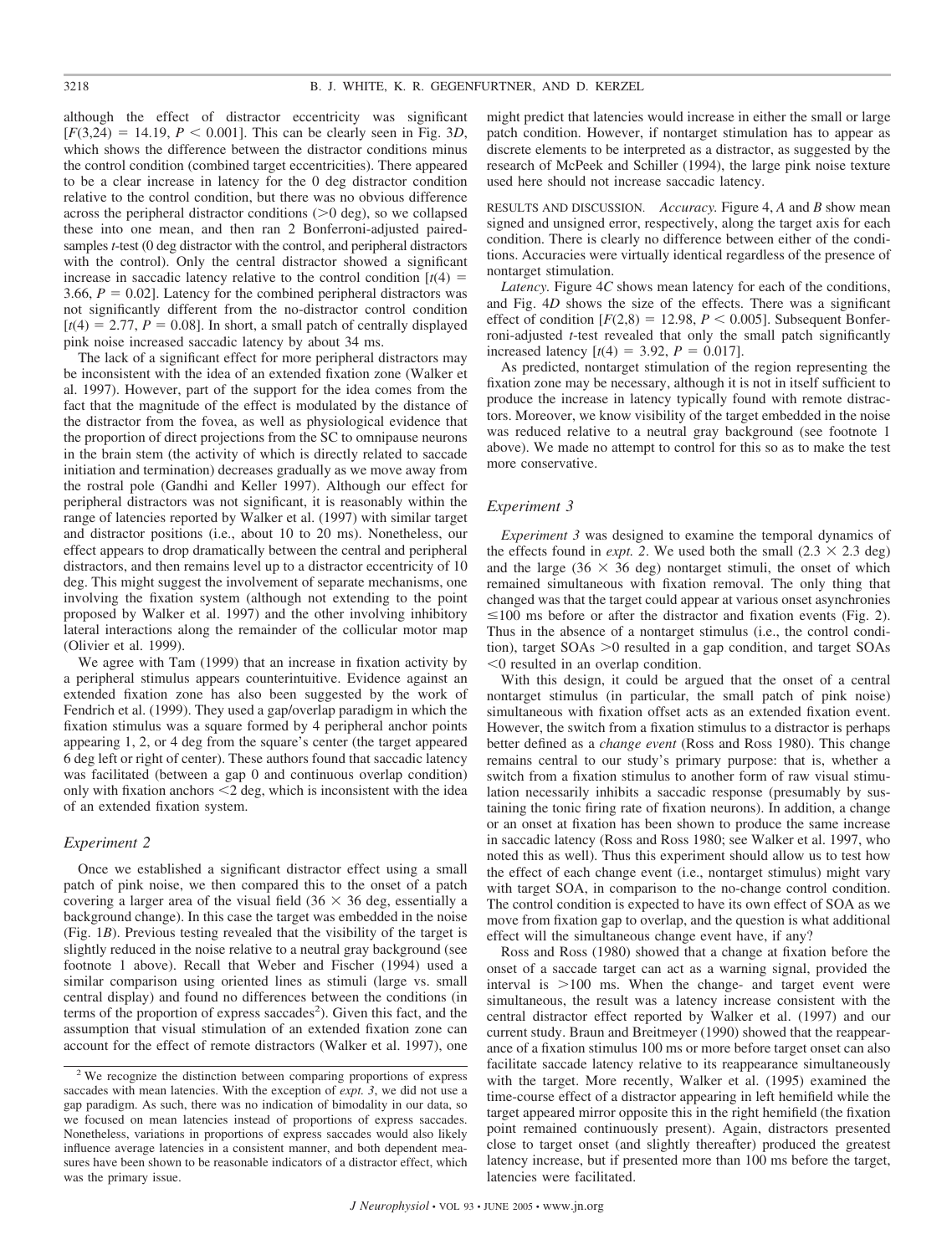although the effect of distractor eccentricity was significant [$F(3,24) = 14.19$, $P < 0.001$]. This can be clearly seen in Fig. 3*D*, which shows the difference between the distractor conditions minus the control condition (combined target eccentricities). There appeared to be a clear increase in latency for the 0 deg distractor condition relative to the control condition, but there was no obvious difference across the peripheral distractor conditions (>0 deg), so we collapsed these into one mean, and then ran 2 Bonferroni-adjusted paired-samples *t*-test (0 deg distractor with the control, and peripheral distractors with the control). Only the central distractor showed a significant increase in saccadic latency relative to the control condition [$t(4) = 3.66$, $P = 0.02$]. Latency for the combined peripheral distractors was not significantly different from the no-distractor control condition [$t(4) = 2.77$, $P = 0.08$]. In short, a small patch of centrally displayed pink noise increased saccadic latency by about 34 ms.

The lack of a significant effect for more peripheral distractors may be inconsistent with the idea of an extended fixation zone (Walker et al. 1997). However, part of the support for the idea comes from the fact that the magnitude of the effect is modulated by the distance of the distractor from the fovea, as well as physiological evidence that the proportion of direct projections from the SC to omnipause neurons in the brain stem (the activity of which is directly related to saccade initiation and termination) decreases gradually as we move away from the rostral pole (Gandhi and Keller 1997). Although our effect for peripheral distractors was not significant, it is reasonably within the range of latencies reported by Walker et al. (1997) with similar target and distractor positions (i.e., about 10 to 20 ms). Nonetheless, our effect appears to drop dramatically between the central and peripheral distractors, and then remains level up to a distractor eccentricity of 10 deg. This might suggest the involvement of separate mechanisms, one involving the fixation system (although not extending to the point proposed by Walker et al. 1997) and the other involving inhibitory lateral interactions along the remainder of the collicular motor map (Olivier et al. 1999).

We agree with Tam (1999) that an increase in fixation activity by a peripheral stimulus appears counterintuitive. Evidence against an extended fixation zone has also been suggested by the work of Fendrich et al. (1999). They used a gap/overlap paradigm in which the fixation stimulus was a square formed by 4 peripheral anchor points appearing 1, 2, or 4 deg from the square's center (the target appeared 6 deg left or right of center). These authors found that saccadic latency was facilitated (between a gap 0 and continuous overlap condition) only with fixation anchors <2 deg, which is inconsistent with the idea of an extended fixation system.

### *Experiment 2*

Once we established a significant distractor effect using a small patch of pink noise, we then compared this to the onset of a patch covering a larger area of the visual field (36 × 36 deg, essentially a background change). In this case the target was embedded in the noise (Fig. 1*B*). Previous testing revealed that the visibility of the target is slightly reduced in the noise relative to a neutral gray background (see footnote 1 above). Recall that Weber and Fischer (1994) used a similar comparison using oriented lines as stimuli (large vs. small central display) and found no differences between the conditions (in terms of the proportion of express saccades[2]). Given this fact, and the assumption that visual stimulation of an extended fixation zone can account for the effect of remote distractors (Walker et al. 1997), one might predict that latencies would increase in either the small or large patch condition. However, if nontarget stimulation has to appear as discrete elements to be interpreted as a distractor, as suggested by the research of McPeek and Schiller (1994), the large pink noise texture used here should not increase saccadic latency.

RESULTS AND DISCUSSION. *Accuracy.* Figure 4, *A* and *B* show mean signed and unsigned error, respectively, along the target axis for each condition. There is clearly no difference between either of the conditions. Accuracies were virtually identical regardless of the presence of nontarget stimulation.

*Latency.* Figure 4*C* shows mean latency for each of the conditions, and Fig. 4*D* shows the size of the effects. There was a significant effect of condition [$F(2,8) = 12.98$, $P < 0.005$]. Subsequent Bonferroni-adjusted *t*-test revealed that only the small patch significantly increased latency [$t(4) = 3.92$, $P = 0.017$].

As predicted, nontarget stimulation of the region representing the fixation zone may be necessary, although it is not in itself sufficient to produce the increase in latency typically found with remote distractors. Moreover, we know visibility of the target embedded in the noise was reduced relative to a neutral gray background (see footnote 1 above). We made no attempt to control for this so as to make the test more conservative.

### *Experiment 3*

*Experiment 3* was designed to examine the temporal dynamics of the effects found in *expt. 2*. We used both the small (2.3 × 2.3 deg) and the large (36 × 36 deg) nontarget stimuli, the onset of which remained simultaneous with fixation removal. The only thing that changed was that the target could appear at various onset asynchronies ≤100 ms before or after the distractor and fixation events (Fig. 2). Thus in the absence of a nontarget stimulus (i.e., the control condition), target SOAs >0 resulted in a gap condition, and target SOAs <0 resulted in an overlap condition.

With this design, it could be argued that the onset of a central nontarget stimulus (in particular, the small patch of pink noise) simultaneous with fixation offset acts as an extended fixation event. However, the switch from a fixation stimulus to a distractor is perhaps better defined as a *change event* (Ross and Ross 1980). This change remains central to our study's primary purpose: that is, whether a switch from a fixation stimulus to another form of raw visual stimulation necessarily inhibits a saccadic response (presumably by sustaining the tonic firing rate of fixation neurons). In addition, a change or an onset at fixation has been shown to produce the same increase in saccadic latency (Ross and Ross 1980; see Walker et al. 1997, who noted this as well). Thus this experiment should allow us to test how the effect of each change event (i.e., nontarget stimulus) might vary with target SOA, in comparison to the no-change control condition. The control condition is expected to have its own effect of SOA as we move from fixation gap to overlap, and the question is what additional effect will the simultaneous change event have, if any?

Ross and Ross (1980) showed that a change at fixation before the onset of a saccade target can act as a warning signal, provided the interval is >100 ms. When the change- and target event were simultaneous, the result was a latency increase consistent with the central distractor effect reported by Walker et al. (1997) and our current study. Braun and Breitmeyer (1990) showed that the reappearance of a fixation stimulus 100 ms or more before target onset can also facilitate saccade latency relative to its reappearance simultaneously with the target. More recently, Walker et al. (1995) examined the time-course effect of a distractor appearing in left hemifield while the target appeared mirror opposite this in the right hemifield (the fixation point remained continuously present). Again, distractors presented close to target onset (and slightly thereafter) produced the greatest latency increase, but if presented more than 100 ms before the target, latencies were facilitated.

[2] We recognize the distinction between comparing proportions of express saccades with mean latencies. With the exception of *expt. 3*, we did not use a gap paradigm. As such, there was no indication of bimodality in our data, so we focused on mean latencies instead of proportions of express saccades. Nonetheless, variations in proportions of express saccades would also likely influence average latencies in a consistent manner, and both dependent measures have been shown to be reasonable indicators of a distractor effect, which was the primary issue.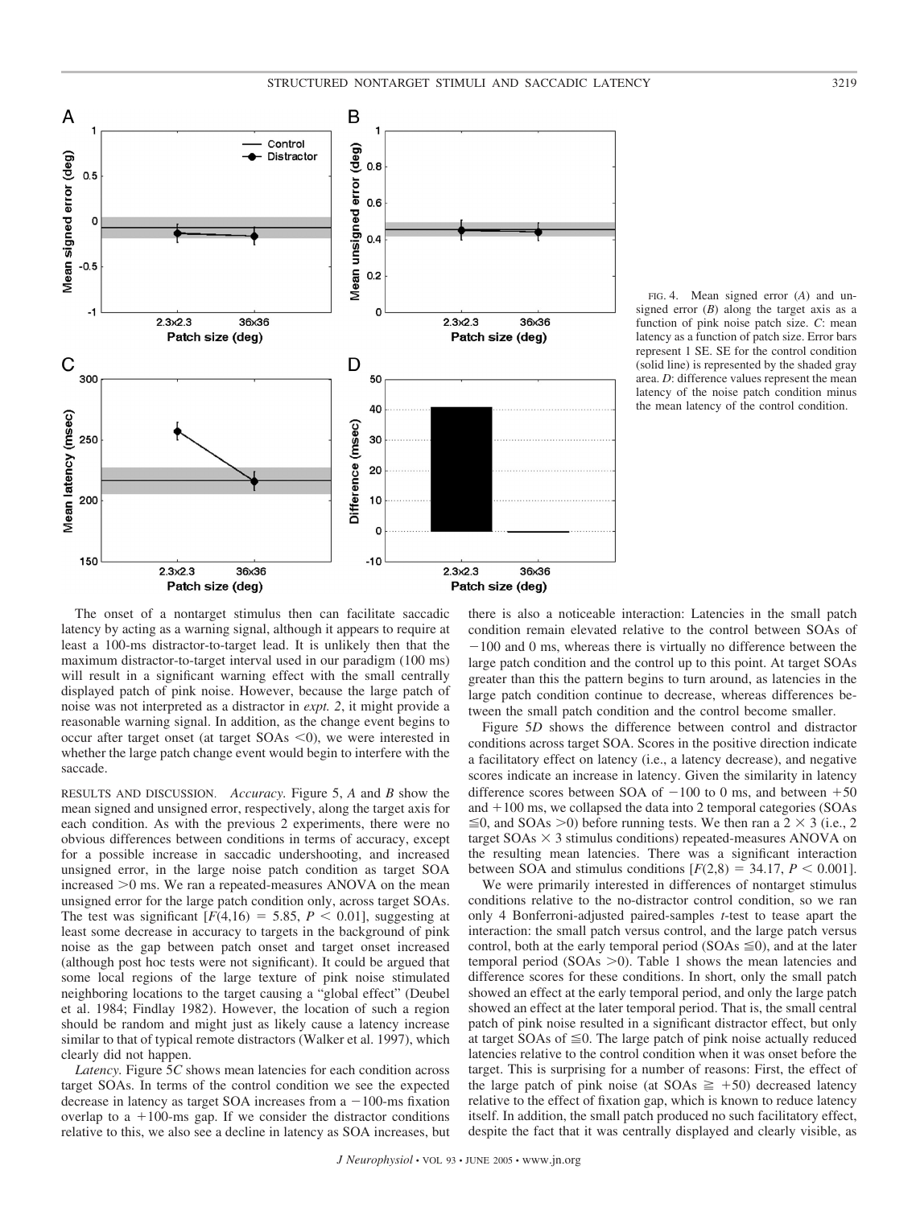FIG. 4. Mean signed error (*A*) and unsigned error (*B*) along the target axis as a function of pink noise patch size. *C*: mean latency as a function of patch size. Error bars represent 1 SE. SE for the control condition (solid line) is represented by the shaded gray area. *D*: difference values represent the mean latency of the noise patch condition minus the mean latency of the control condition.

The onset of a nontarget stimulus then can facilitate saccadic latency by acting as a warning signal, although it appears to require at least a 100-ms distractor-to-target lead. It is unlikely then that the maximum distractor-to-target interval used in our paradigm (100 ms) will result in a significant warning effect with the small centrally displayed patch of pink noise. However, because the large patch of noise was not interpreted as a distractor in *expt. 2*, it might provide a reasonable warning signal. In addition, as the change event begins to occur after target onset (at target SOAs <0), we were interested in whether the large patch change event would begin to interfere with the saccade.

RESULTS AND DISCUSSION. *Accuracy.* Figure 5, *A* and *B* show the mean signed and unsigned error, respectively, along the target axis for each condition. As with the previous 2 experiments, there were no obvious differences between conditions in terms of accuracy, except for a possible increase in saccadic undershooting, and increased unsigned error, in the large noise patch condition as target SOA increased >0 ms. We ran a repeated-measures ANOVA on the mean unsigned error for the large patch condition only, across target SOAs. The test was significant [$F(4,16) = 5.85$, $P < 0.01$], suggesting at least some decrease in accuracy to targets in the background of pink noise as the gap between patch onset and target onset increased (although post hoc tests were not significant). It could be argued that some local regions of the large texture of pink noise stimulated neighboring locations to the target causing a "global effect" (Deubel et al. 1984; Findlay 1982). However, the location of such a region should be random and might just as likely cause a latency increase similar to that of typical remote distractors (Walker et al. 1997), which clearly did not happen.

*Latency.* Figure 5*C* shows mean latencies for each condition across target SOAs. In terms of the control condition we see the expected decrease in latency as target SOA increases from a −100-ms fixation overlap to a +100-ms gap. If we consider the distractor conditions relative to this, we also see a decline in latency as SOA increases, but there is also a noticeable interaction: Latencies in the small patch condition remain elevated relative to the control between SOAs of −100 and 0 ms, whereas there is virtually no difference between the large patch condition and the control up to this point. At target SOAs greater than this the pattern begins to turn around, as latencies in the large patch condition continue to decrease, whereas differences between the small patch condition and the control become smaller.

Figure 5*D* shows the difference between control and distractor conditions across target SOA. Scores in the positive direction indicate a facilitatory effect on latency (i.e., a latency decrease), and negative scores indicate an increase in latency. Given the similarity in latency difference scores between SOA of −100 to 0 ms, and between +50 and +100 ms, we collapsed the data into 2 temporal categories (SOAs ≦0, and SOAs >0) before running tests. We then ran a 2 × 3 (i.e., 2 target SOAs × 3 stimulus conditions) repeated-measures ANOVA on the resulting mean latencies. There was a significant interaction between SOA and stimulus conditions [$F(2,8) = 34.17$, $P < 0.001$].

We were primarily interested in differences of nontarget stimulus conditions relative to the no-distractor control condition, so we ran only 4 Bonferroni-adjusted paired-samples *t*-test to tease apart the interaction: the small patch versus control, and the large patch versus control, both at the early temporal period (SOAs ≦0), and at the later temporal period (SOAs >0). Table 1 shows the mean latencies and difference scores for these conditions. In short, only the small patch showed an effect at the early temporal period, and only the large patch showed an effect at the later temporal period. That is, the small central patch of pink noise resulted in a significant distractor effect, but only at target SOAs of ≦0. The large patch of pink noise actually reduced latencies relative to the control condition when it was onset before the target. This is surprising for a number of reasons: First, the effect of the large patch of pink noise (at SOAs ≧ +50) decreased latency relative to the effect of fixation gap, which is known to reduce latency itself. In addition, the small patch produced no such facilitatory effect, despite the fact that it was centrally displayed and clearly visible, as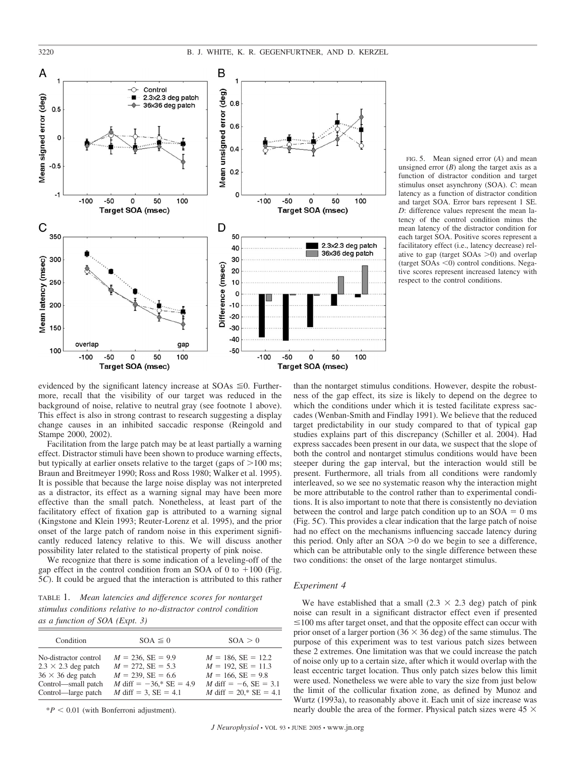FIG. 5. Mean signed error (*A*) and mean unsigned error (*B*) along the target axis as a function of distractor condition and target stimulus onset asynchrony (SOA). *C*: mean latency as a function of distractor condition and target SOA. Error bars represent 1 SE. *D*: difference values represent the mean latency of the control condition minus the mean latency of the distractor condition for each target SOA. Positive scores represent a facilitatory effect (i.e., latency decrease) relative to gap (target SOAs >0) and overlap (target SOAs <0) control conditions. Negative scores represent increased latency with respect to the control conditions.

evidenced by the significant latency increase at SOAs ≦0. Furthermore, recall that the visibility of our target was reduced in the background of noise, relative to neutral gray (see footnote 1 above). This effect is also in strong contrast to research suggesting a display change causes in an inhibited saccadic response (Reingold and Stampe 2000, 2002).

Facilitation from the large patch may be at least partially a warning effect. Distractor stimuli have been shown to produce warning effects, but typically at earlier onsets relative to the target (gaps of >100 ms; Braun and Breitmeyer 1990; Ross and Ross 1980; Walker et al. 1995). It is possible that because the large noise display was not interpreted as a distractor, its effect as a warning signal may have been more effective than the small patch. Nonetheless, at least part of the facilitatory effect of fixation gap is attributed to a warning signal (Kingstone and Klein 1993; Reuter-Lorenz et al. 1995), and the prior onset of the large patch of random noise in this experiment significantly reduced latency relative to this. We will discuss another possibility later related to the statistical property of pink noise.

We recognize that there is some indication of a leveling-off of the gap effect in the control condition from an SOA of 0 to +100 (Fig. 5*C*). It could be argued that the interaction is attributed to this rather than the nontarget stimulus conditions. However, despite the robustness of the gap effect, its size is likely to depend on the degree to which the conditions under which it is tested facilitate express saccades (Wenban-Smith and Findlay 1991). We believe that the reduced target predictability in our study compared to that of typical gap studies explains part of this discrepancy (Schiller et al. 2004). Had express saccades been present in our data, we suspect that the slope of both the control and nontarget stimulus conditions would have been steeper during the gap interval, but the interaction would still be present. Furthermore, all trials from all conditions were randomly interleaved, so we see no systematic reason why the interaction might be more attributable to the control rather than to experimental conditions. It is also important to note that there is consistently no deviation between the control and large patch condition up to an SOA = 0 ms (Fig. 5*C*). This provides a clear indication that the large patch of noise had no effect on the mechanisms influencing saccade latency during this period. Only after an SOA >0 do we begin to see a difference, which can be attributable only to the single difference between these two conditions: the onset of the large nontarget stimulus.

TABLE 1. *Mean latencies and difference scores for nontarget stimulus conditions relative to no-distractor control condition as a function of SOA (Expt. 3)*

| Condition | SOA ≦ 0 | SOA > 0 |
|---|---|---|
| No-distractor control | $M$ = 236, SE = 9.9 | $M$ = 186, SE = 12.2 |
| 2.3 × 2.3 deg patch | $M$ = 272, SE = 5.3 | $M$ = 192, SE = 11.3 |
| 36 × 36 deg patch | $M$ = 239, SE = 6.6 | $M$ = 166, SE = 9.8 |
| Control—small patch | $M$ diff = −36,* SE = 4.9 | $M$ diff = −6, SE = 3.1 |
| Control—large patch | $M$ diff = 3, SE = 4.1 | $M$ diff = 20,* SE = 4.1 |

*$P < 0.01$ (with Bonferroni adjustment).

### Experiment 4

We have established that a small (2.3 × 2.3 deg) patch of pink noise can result in a significant distractor effect even if presented ≦100 ms after target onset, and that the opposite effect can occur with prior onset of a larger portion (36 × 36 deg) of the same stimulus. The purpose of this experiment was to test various patch sizes between these 2 extremes. One limitation was that we could increase the patch of noise only up to a certain size, after which it would overlap with the least eccentric target location. Thus only patch sizes below this limit were used. Nonetheless we were able to vary the size from just below the limit of the collicular fixation zone, as defined by Munoz and Wurtz (1993a), to reasonably above it. Each unit of size increase was nearly double the area of the former. Physical patch sizes were 45 ×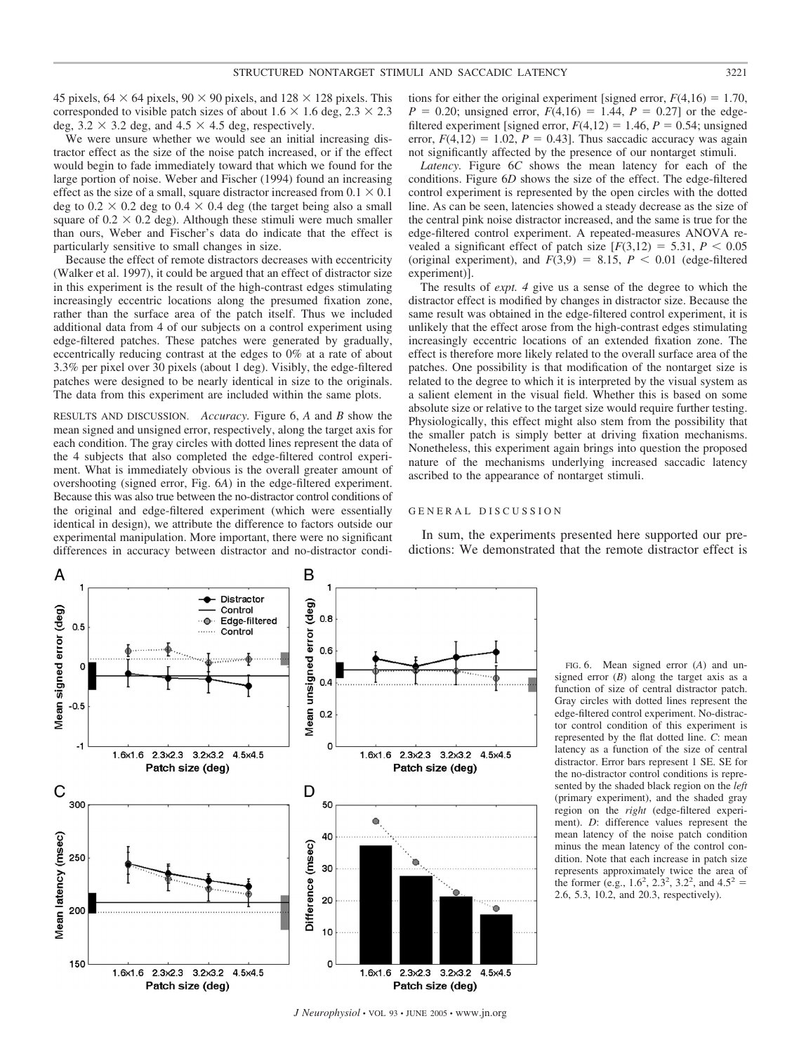45 pixels, 64 × 64 pixels, 90 × 90 pixels, and 128 × 128 pixels. This corresponded to visible patch sizes of about 1.6 × 1.6 deg, 2.3 × 2.3 deg, 3.2 × 3.2 deg, and 4.5 × 4.5 deg, respectively.

We were unsure whether we would see an initial increasing distractor effect as the size of the noise patch increased, or if the effect would begin to fade immediately toward that which we found for the large portion of noise. Weber and Fischer (1994) found an increasing effect as the size of a small, square distractor increased from 0.1 × 0.1 deg to 0.2 × 0.2 deg to 0.4 × 0.4 deg (the target being also a small square of 0.2 × 0.2 deg). Although these stimuli were much smaller than ours, Weber and Fischer's data do indicate that the effect is particularly sensitive to small changes in size.

Because the effect of remote distractors decreases with eccentricity (Walker et al. 1997), it could be argued that an effect of distractor size in this experiment is the result of the high-contrast edges stimulating increasingly eccentric locations along the presumed fixation zone, rather than the surface area of the patch itself. Thus we included additional data from 4 of our subjects on a control experiment using edge-filtered patches. These patches were generated by gradually, eccentrically reducing contrast at the edges to 0% at a rate of about 3.3% per pixel over 30 pixels (about 1 deg). Visibly, the edge-filtered patches were designed to be nearly identical in size to the originals. The data from this experiment are included within the same plots.

RESULTS AND DISCUSSION. *Accuracy.* Figure 6, *A* and *B* show the mean signed and unsigned error, respectively, along the target axis for each condition. The gray circles with dotted lines represent the data of the 4 subjects that also completed the edge-filtered control experiment. What is immediately obvious is the overall greater amount of overshooting (signed error, Fig. 6*A*) in the edge-filtered experiment. Because this was also true between the no-distractor control conditions of the original and edge-filtered experiment (which were essentially identical in design), we attribute the difference to factors outside our experimental manipulation. More important, there were no significant differences in accuracy between distractor and no-distractor conditions for either the original experiment [signed error, $F(4,16) = 1.70$, $P = 0.20$; unsigned error, $F(4,16) = 1.44$, $P = 0.27$] or the edge-filtered experiment [signed error, $F(4,12) = 1.46$, $P = 0.54$; unsigned error, $F(4,12) = 1.02$, $P = 0.43$]. Thus saccadic accuracy was again not significantly affected by the presence of our nontarget stimuli.

*Latency.* Figure 6*C* shows the mean latency for each of the conditions. Figure 6*D* shows the size of the effect. The edge-filtered control experiment is represented by the open circles with the dotted line. As can be seen, latencies showed a steady decrease as the size of the central pink noise distractor increased, and the same is true for the edge-filtered control experiment. A repeated-measures ANOVA revealed a significant effect of patch size [$F(3,12) = 5.31$, $P < 0.05$ (original experiment), and $F(3,9) = 8.15$, $P < 0.01$ (edge-filtered experiment)].

The results of *expt. 4* give us a sense of the degree to which the distractor effect is modified by changes in distractor size. Because the same result was obtained in the edge-filtered control experiment, it is unlikely that the effect arose from the high-contrast edges stimulating increasingly eccentric locations of an extended fixation zone. The effect is therefore more likely related to the overall surface area of the patches. One possibility is that modification of the nontarget size is related to the degree to which it is interpreted by the visual system as a salient element in the visual field. Whether this is based on some absolute size or relative to the target size would require further testing. Physiologically, this effect might also stem from the possibility that the smaller patch is simply better at driving fixation mechanisms. Nonetheless, this experiment again brings into question the proposed nature of the mechanisms underlying increased saccadic latency ascribed to the appearance of nontarget stimuli.

## GENERAL DISCUSSION

In sum, the experiments presented here supported our predictions: We demonstrated that the remote distractor effect is

FIG. 6. Mean signed error (*A*) and unsigned error (*B*) along the target axis as a function of size of central distractor patch. Gray circles with dotted lines represent the edge-filtered control experiment. No-distractor control condition of this experiment is represented by the flat dotted line. *C*: mean latency as a function of the size of central distractor. Error bars represent 1 SE. SE for the no-distractor control conditions is represented by the shaded black region on the *left* (primary experiment), and the shaded gray region on the *right* (edge-filtered experiment). *D*: difference values represent the mean latency of the noise patch condition minus the mean latency of the control condition. Note that each increase in patch size represents approximately twice the area of the former (e.g., $1.6^2$, $2.3^2$, $3.2^2$, and $4.5^2$ = 2.6, 5.3, 10.2, and 20.3, respectively).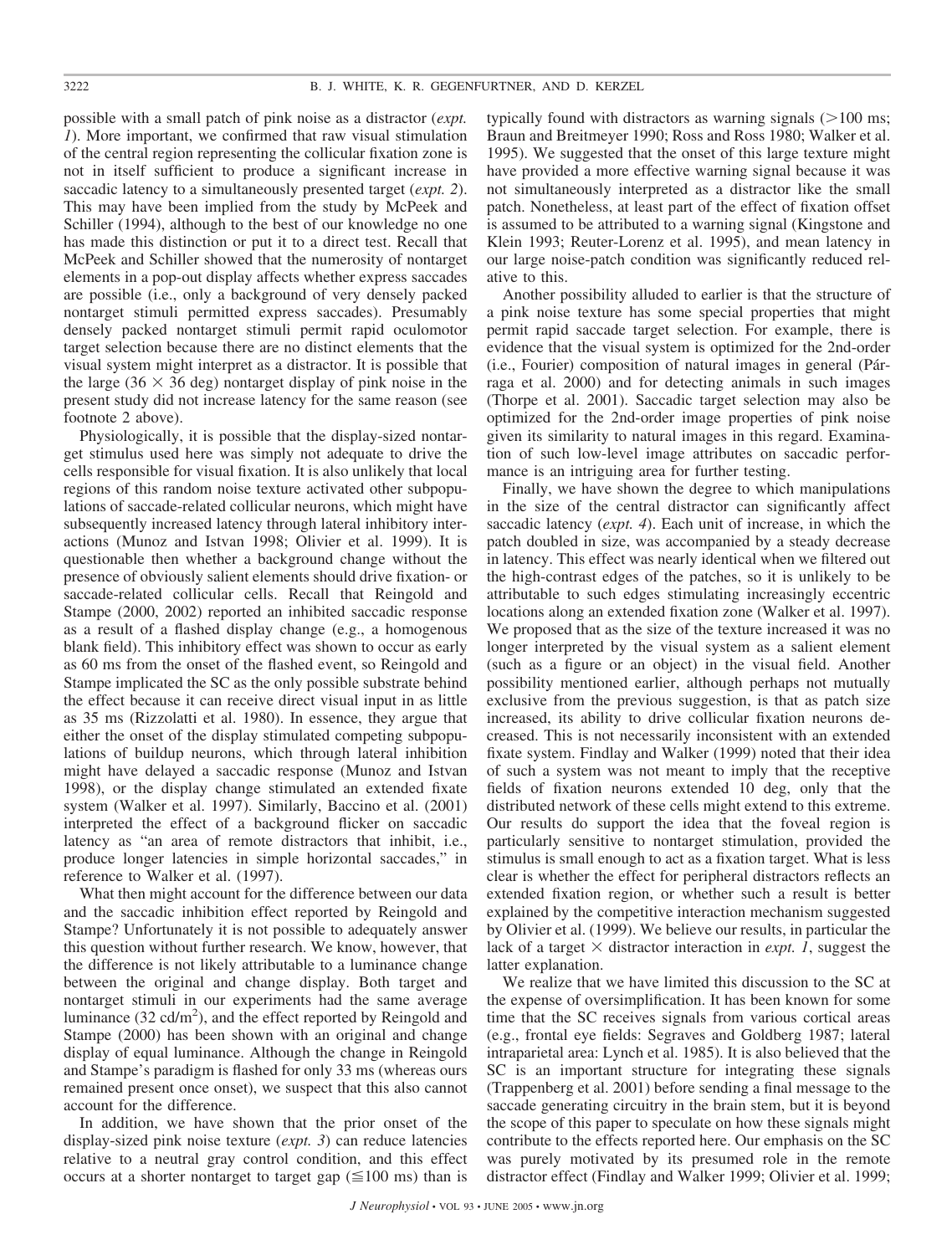possible with a small patch of pink noise as a distractor (*expt. 1*). More important, we confirmed that raw visual stimulation of the central region representing the collicular fixation zone is not in itself sufficient to produce a significant increase in saccadic latency to a simultaneously presented target (*expt. 2*). This may have been implied from the study by McPeek and Schiller (1994), although to the best of our knowledge no one has made this distinction or put it to a direct test. Recall that McPeek and Schiller showed that the numerosity of nontarget elements in a pop-out display affects whether express saccades are possible (i.e., only a background of very densely packed nontarget stimuli permitted express saccades). Presumably densely packed nontarget stimuli permit rapid oculomotor target selection because there are no distinct elements that the visual system might interpret as a distractor. It is possible that the large ($36 \times 36$ deg) nontarget display of pink noise in the present study did not increase latency for the same reason (see footnote 2 above).

Physiologically, it is possible that the display-sized nontarget stimulus used here was simply not adequate to drive the cells responsible for visual fixation. It is also unlikely that local regions of this random noise texture activated other subpopulations of saccade-related collicular neurons, which might have subsequently increased latency through lateral inhibitory interactions (Munoz and Istvan 1998; Olivier et al. 1999). It is questionable then whether a background change without the presence of obviously salient elements should drive fixation- or saccade-related collicular cells. Recall that Reingold and Stampe (2000, 2002) reported an inhibited saccadic response as a result of a flashed display change (e.g., a homogenous blank field). This inhibitory effect was shown to occur as early as 60 ms from the onset of the flashed event, so Reingold and Stampe implicated the SC as the only possible substrate behind the effect because it can receive direct visual input in as little as 35 ms (Rizzolatti et al. 1980). In essence, they argue that either the onset of the display stimulated competing subpopulations of buildup neurons, which through lateral inhibition might have delayed a saccadic response (Munoz and Istvan 1998), or the display change stimulated an extended fixate system (Walker et al. 1997). Similarly, Baccino et al. (2001) interpreted the effect of a background flicker on saccadic latency as "an area of remote distractors that inhibit, i.e., produce longer latencies in simple horizontal saccades," in reference to Walker et al. (1997).

What then might account for the difference between our data and the saccadic inhibition effect reported by Reingold and Stampe? Unfortunately it is not possible to adequately answer this question without further research. We know, however, that the difference is not likely attributable to a luminance change between the original and change display. Both target and nontarget stimuli in our experiments had the same average luminance (32 cd/m$^2$), and the effect reported by Reingold and Stampe (2000) has been shown with an original and change display of equal luminance. Although the change in Reingold and Stampe's paradigm is flashed for only 33 ms (whereas ours remained present once onset), we suspect that this also cannot account for the difference.

In addition, we have shown that the prior onset of the display-sized pink noise texture (*expt. 3*) can reduce latencies relative to a neutral gray control condition, and this effect occurs at a shorter nontarget to target gap ($\leqq$100 ms) than is typically found with distractors as warning signals (>100 ms; Braun and Breitmeyer 1990; Ross and Ross 1980; Walker et al. 1995). We suggested that the onset of this large texture might have provided a more effective warning signal because it was not simultaneously interpreted as a distractor like the small patch. Nonetheless, at least part of the effect of fixation offset is assumed to be attributed to a warning signal (Kingstone and Klein 1993; Reuter-Lorenz et al. 1995), and mean latency in our large noise-patch condition was significantly reduced relative to this.

Another possibility alluded to earlier is that the structure of a pink noise texture has some special properties that might permit rapid saccade target selection. For example, there is evidence that the visual system is optimized for the 2nd-order (i.e., Fourier) composition of natural images in general (Párraga et al. 2000) and for detecting animals in such images (Thorpe et al. 2001). Saccadic target selection may also be optimized for the 2nd-order image properties of pink noise given its similarity to natural images in this regard. Examination of such low-level image attributes on saccadic performance is an intriguing area for further testing.

Finally, we have shown the degree to which manipulations in the size of the central distractor can significantly affect saccadic latency (*expt. 4*). Each unit of increase, in which the patch doubled in size, was accompanied by a steady decrease in latency. This effect was nearly identical when we filtered out the high-contrast edges of the patches, so it is unlikely to be attributable to such edges stimulating increasingly eccentric locations along an extended fixation zone (Walker et al. 1997). We proposed that as the size of the texture increased it was no longer interpreted by the visual system as a salient element (such as a figure or an object) in the visual field. Another possibility mentioned earlier, although perhaps not mutually exclusive from the previous suggestion, is that as patch size increased, its ability to drive collicular fixation neurons decreased. This is not necessarily inconsistent with an extended fixate system. Findlay and Walker (1999) noted that their idea of such a system was not meant to imply that the receptive fields of fixation neurons extended 10 deg, only that the distributed network of these cells might extend to this extreme. Our results do support the idea that the foveal region is particularly sensitive to nontarget stimulation, provided the stimulus is small enough to act as a fixation target. What is less clear is whether the effect for peripheral distractors reflects an extended fixation region, or whether such a result is better explained by the competitive interaction mechanism suggested by Olivier et al. (1999). We believe our results, in particular the lack of a target $\times$ distractor interaction in *expt. 1*, suggest the latter explanation.

We realize that we have limited this discussion to the SC at the expense of oversimplification. It has been known for some time that the SC receives signals from various cortical areas (e.g., frontal eye fields: Segraves and Goldberg 1987; lateral intraparietal area: Lynch et al. 1985). It is also believed that the SC is an important structure for integrating these signals (Trappenberg et al. 2001) before sending a final message to the saccade generating circuitry in the brain stem, but it is beyond the scope of this paper to speculate on how these signals might contribute to the effects reported here. Our emphasis on the SC was purely motivated by its presumed role in the remote distractor effect (Findlay and Walker 1999; Olivier et al. 1999;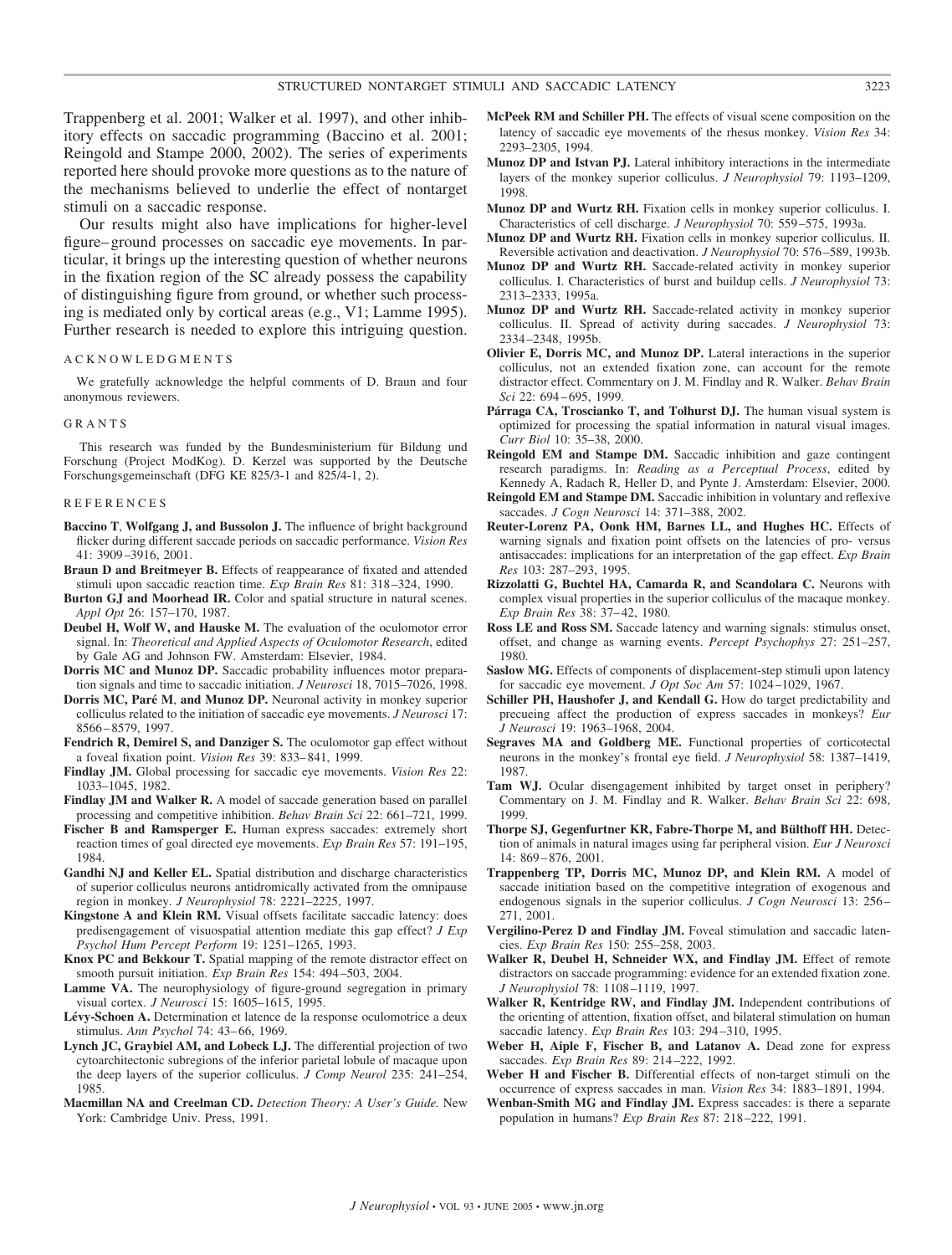Trappenberg et al. 2001; Walker et al. 1997), and other inhibitory effects on saccadic programming (Baccino et al. 2001; Reingold and Stampe 2000, 2002). The series of experiments reported here should provoke more questions as to the nature of the mechanisms believed to underlie the effect of nontarget stimuli on a saccadic response.

Our results might also have implications for higher-level figure–ground processes on saccadic eye movements. In particular, it brings up the interesting question of whether neurons in the fixation region of the SC already possess the capability of distinguishing figure from ground, or whether such processing is mediated only by cortical areas (e.g., V1; Lamme 1995). Further research is needed to explore this intriguing question.

## ACKNOWLEDGMENTS

We gratefully acknowledge the helpful comments of D. Braun and four anonymous reviewers.

## GRANTS

This research was funded by the Bundesministerium für Bildung und Forschung (Project ModKog). D. Kerzel was supported by the Deutsche Forschungsgemeinschaft (DFG KE 825/3-1 and 825/4-1, 2).

## REFERENCES

**Baccino T**, **Wolfgang J, and Bussolon J.** The influence of bright background flicker during different saccade periods on saccadic performance. *Vision Res* 41: 3909–3916, 2001.

**Braun D and Breitmeyer B.** Effects of reappearance of fixated and attended stimuli upon saccadic reaction time. *Exp Brain Res* 81: 318–324, 1990.

**Burton GJ and Moorhead IR.** Color and spatial structure in natural scenes. *Appl Opt* 26: 157–170, 1987.

**Deubel H, Wolf W, and Hauske M.** The evaluation of the oculomotor error signal. In: *Theoretical and Applied Aspects of Oculomotor Research*, edited by Gale AG and Johnson FW. Amsterdam: Elsevier, 1984.

**Dorris MC and Munoz DP.** Saccadic probability influences motor preparation signals and time to saccadic initiation. *J Neurosci* 18, 7015–7026, 1998.

**Dorris MC, Paré M**, **and Munoz DP.** Neuronal activity in monkey superior colliculus related to the initiation of saccadic eye movements. *J Neurosci* 17: 8566–8579, 1997.

**Fendrich R, Demirel S, and Danziger S.** The oculomotor gap effect without a foveal fixation point. *Vision Res* 39: 833–841, 1999.

**Findlay JM.** Global processing for saccadic eye movements. *Vision Res* 22: 1033–1045, 1982.

**Findlay JM and Walker R.** A model of saccade generation based on parallel processing and competitive inhibition. *Behav Brain Sci* 22: 661–721, 1999.

**Fischer B and Ramsperger E.** Human express saccades: extremely short reaction times of goal directed eye movements. *Exp Brain Res* 57: 191–195, 1984.

**Gandhi NJ and Keller EL.** Spatial distribution and discharge characteristics of superior colliculus neurons antidromically activated from the omnipause region in monkey. *J Neurophysiol* 78: 2221–2225, 1997.

**Kingstone A and Klein RM.** Visual offsets facilitate saccadic latency: does predisengagement of visuospatial attention mediate this gap effect? *J Exp Psychol Hum Percept Perform* 19: 1251–1265, 1993.

**Knox PC and Bekkour T.** Spatial mapping of the remote distractor effect on smooth pursuit initiation. *Exp Brain Res* 154: 494–503, 2004.

**Lamme VA.** The neurophysiology of figure-ground segregation in primary visual cortex. *J Neurosci* 15: 1605–1615, 1995.

**Lévy-Schoen A.** Determination et latence de la response oculomotrice a deux stimulus. *Ann Psychol* 74: 43–66, 1969.

**Lynch JC, Graybiel AM, and Lobeck LJ.** The differential projection of two cytoarchitectonic subregions of the inferior parietal lobule of macaque upon the deep layers of the superior colliculus. *J Comp Neurol* 235: 241–254, 1985.

**Macmillan NA and Creelman CD.** *Detection Theory: A User's Guide.* New York: Cambridge Univ. Press, 1991.

**McPeek RM and Schiller PH.** The effects of visual scene composition on the latency of saccadic eye movements of the rhesus monkey. *Vision Res* 34: 2293–2305, 1994.

**Munoz DP and Istvan PJ.** Lateral inhibitory interactions in the intermediate layers of the monkey superior colliculus. *J Neurophysiol* 79: 1193–1209, 1998.

**Munoz DP and Wurtz RH.** Fixation cells in monkey superior colliculus. I. Characteristics of cell discharge. *J Neurophysiol* 70: 559–575, 1993a.

**Munoz DP and Wurtz RH.** Fixation cells in monkey superior colliculus. II. Reversible activation and deactivation. *J Neurophysiol* 70: 576–589, 1993b.

**Munoz DP and Wurtz RH.** Saccade-related activity in monkey superior colliculus. I. Characteristics of burst and buildup cells. *J Neurophysiol* 73: 2313–2333, 1995a.

**Munoz DP and Wurtz RH.** Saccade-related activity in monkey superior colliculus. II. Spread of activity during saccades. *J Neurophysiol* 73: 2334–2348, 1995b.

**Olivier E, Dorris MC, and Munoz DP.** Lateral interactions in the superior colliculus, not an extended fixation zone, can account for the remote distractor effect. Commentary on J. M. Findlay and R. Walker. *Behav Brain Sci* 22: 694–695, 1999.

**Párraga CA, Troscianko T, and Tolhurst DJ.** The human visual system is optimized for processing the spatial information in natural visual images. *Curr Biol* 10: 35–38, 2000.

**Reingold EM and Stampe DM.** Saccadic inhibition and gaze contingent research paradigms. In: *Reading as a Perceptual Process*, edited by Kennedy A, Radach R, Heller D, and Pynte J. Amsterdam: Elsevier, 2000.

**Reingold EM and Stampe DM.** Saccadic inhibition in voluntary and reflexive saccades. *J Cogn Neurosci* 14: 371–388, 2002.

**Reuter-Lorenz PA, Oonk HM, Barnes LL, and Hughes HC.** Effects of warning signals and fixation point offsets on the latencies of pro- versus antisaccades: implications for an interpretation of the gap effect. *Exp Brain Res* 103: 287–293, 1995.

**Rizzolatti G, Buchtel HA, Camarda R, and Scandolara C.** Neurons with complex visual properties in the superior colliculus of the macaque monkey. *Exp Brain Res* 38: 37–42, 1980.

**Ross LE and Ross SM.** Saccade latency and warning signals: stimulus onset, offset, and change as warning events. *Percept Psychophys* 27: 251–257, 1980.

**Saslow MG.** Effects of components of displacement-step stimuli upon latency for saccadic eye movement. *J Opt Soc Am* 57: 1024–1029, 1967.

**Schiller PH, Haushofer J, and Kendall G.** How do target predictability and precueing affect the production of express saccades in monkeys? *Eur J Neurosci* 19: 1963–1968, 2004.

**Segraves MA and Goldberg ME.** Functional properties of corticotectal neurons in the monkey's frontal eye field. *J Neurophysiol* 58: 1387–1419, 1987.

**Tam WJ.** Ocular disengagement inhibited by target onset in periphery? Commentary on J. M. Findlay and R. Walker. *Behav Brain Sci* 22: 698, 1999.

**Thorpe SJ, Gegenfurtner KR, Fabre-Thorpe M, and Bülthoff HH.** Detection of animals in natural images using far peripheral vision. *Eur J Neurosci* 14: 869–876, 2001.

**Trappenberg TP, Dorris MC, Munoz DP, and Klein RM.** A model of saccade initiation based on the competitive integration of exogenous and endogenous signals in the superior colliculus. *J Cogn Neurosci* 13: 256–271, 2001.

**Vergilino-Perez D and Findlay JM.** Foveal stimulation and saccadic latencies. *Exp Brain Res* 150: 255–258, 2003.

**Walker R, Deubel H, Schneider WX, and Findlay JM.** Effect of remote distractors on saccade programming: evidence for an extended fixation zone. *J Neurophysiol* 78: 1108–1119, 1997.

**Walker R, Kentridge RW, and Findlay JM.** Independent contributions of the orienting of attention, fixation offset, and bilateral stimulation on human saccadic latency. *Exp Brain Res* 103: 294–310, 1995.

**Weber H, Aiple F, Fischer B, and Latanov A.** Dead zone for express saccades. *Exp Brain Res* 89: 214–222, 1992.

**Weber H and Fischer B.** Differential effects of non-target stimuli on the occurrence of express saccades in man. *Vision Res* 34: 1883–1891, 1994.

**Wenban-Smith MG and Findlay JM.** Express saccades: is there a separate population in humans? *Exp Brain Res* 87: 218–222, 1991.